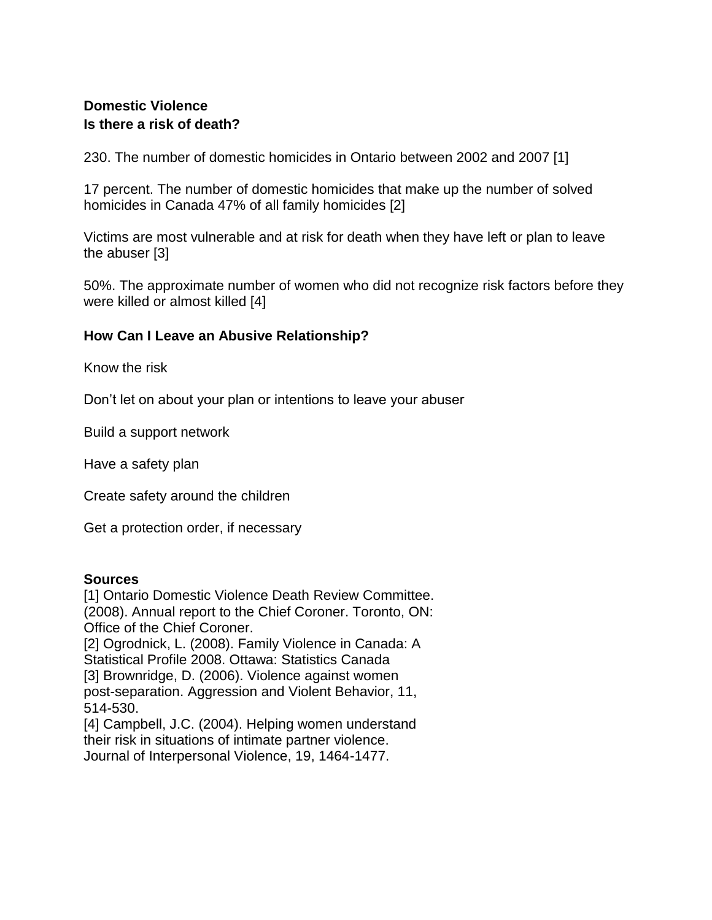**Domestic Violence**
**Is there a risk of death?**

230. The number of domestic homicides in Ontario between 2002 and 2007 [1]

17 percent. The number of domestic homicides that make up the number of solved homicides in Canada 47% of all family homicides [2]

Victims are most vulnerable and at risk for death when they have left or plan to leave the abuser [3]

50%. The approximate number of women who did not recognize risk factors before they were killed or almost killed [4]

**How Can I Leave an Abusive Relationship?**

Know the risk

Don't let on about your plan or intentions to leave your abuser

Build a support network

Have a safety plan

Create safety around the children

Get a protection order, if necessary

**Sources**

[1] Ontario Domestic Violence Death Review Committee. (2008). Annual report to the Chief Coroner. Toronto, ON: Office of the Chief Coroner.
[2] Ogrodnick, L. (2008). Family Violence in Canada: A Statistical Profile 2008. Ottawa: Statistics Canada
[3] Brownridge, D. (2006). Violence against women post-separation. Aggression and Violent Behavior, 11, 514-530.
[4] Campbell, J.C. (2004). Helping women understand their risk in situations of intimate partner violence. Journal of Interpersonal Violence, 19, 1464-1477.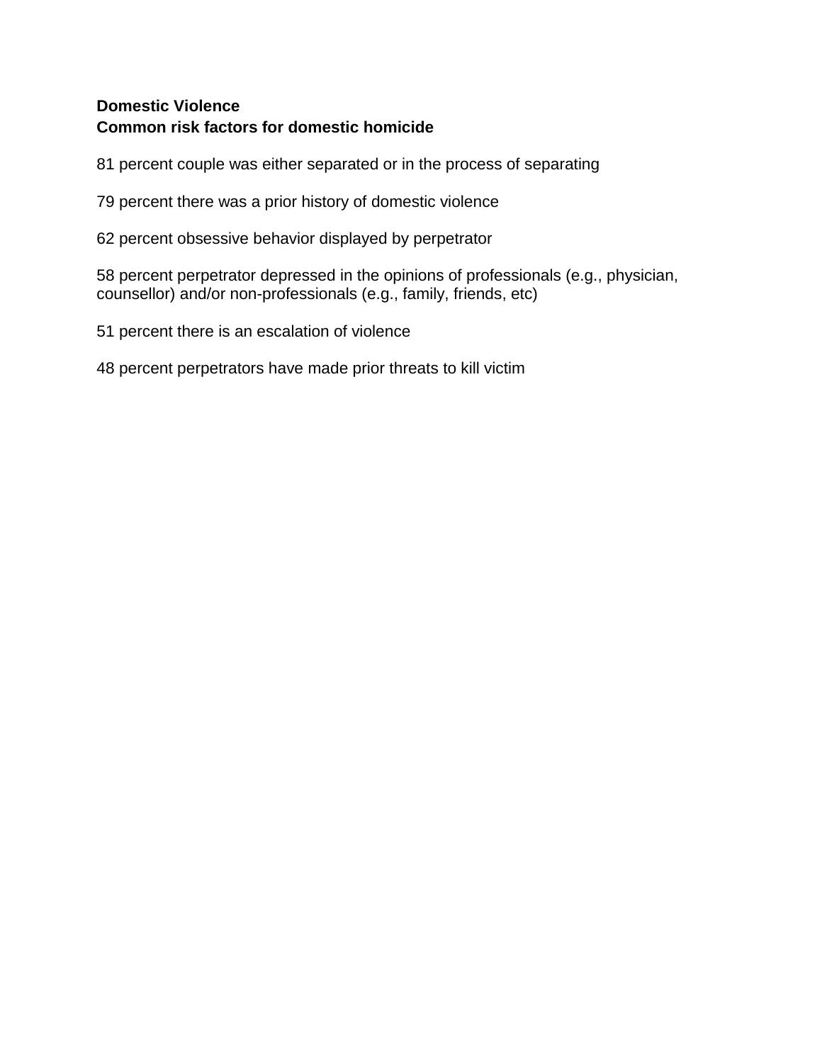**Domestic Violence**
**Common risk factors for domestic homicide**

81 percent couple was either separated or in the process of separating

79 percent there was a prior history of domestic violence

62 percent obsessive behavior displayed by perpetrator

58 percent perpetrator depressed in the opinions of professionals (e.g., physician, counsellor) and/or non-professionals (e.g., family, friends, etc)

51 percent there is an escalation of violence

48 percent perpetrators have made prior threats to kill victim